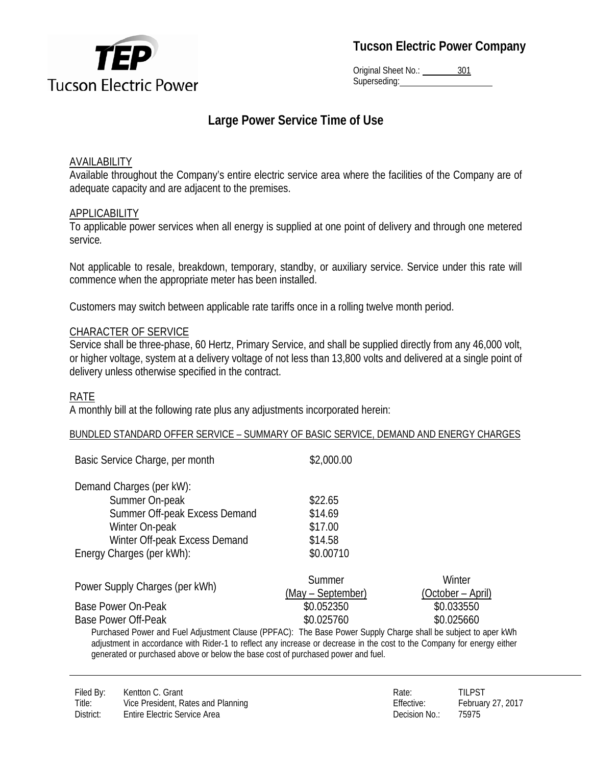**Tucson Electric Power Company**

Original Sheet No.: 301
Superseding:

# Large Power Service Time of Use

## AVAILABILITY

Available throughout the Company's entire electric service area where the facilities of the Company are of adequate capacity and are adjacent to the premises.

## APPLICABILITY

To applicable power services when all energy is supplied at one point of delivery and through one metered service.

Not applicable to resale, breakdown, temporary, standby, or auxiliary service. Service under this rate will commence when the appropriate meter has been installed.

Customers may switch between applicable rate tariffs once in a rolling twelve month period.

## CHARACTER OF SERVICE

Service shall be three-phase, 60 Hertz, Primary Service, and shall be supplied directly from any 46,000 volt, or higher voltage, system at a delivery voltage of not less than 13,800 volts and delivered at a single point of delivery unless otherwise specified in the contract.

## RATE

A monthly bill at the following rate plus any adjustments incorporated herein:

BUNDLED STANDARD OFFER SERVICE – SUMMARY OF BASIC SERVICE, DEMAND AND ENERGY CHARGES

| | |
|---|---|
| Basic Service Charge, per month | \$2,000.00 |
| Demand Charges (per kW): | |
| Summer On-peak | \$22.65 |
| Summer Off-peak Excess Demand | \$14.69 |
| Winter On-peak | \$17.00 |
| Winter Off-peak Excess Demand | \$14.58 |
| Energy Charges (per kWh): | \$0.00710 |

| Power Supply Charges (per kWh) | Summer (May – September) | Winter (October – April) |
|---|---|---|
| Base Power On-Peak | \$0.052350 | \$0.033550 |
| Base Power Off-Peak | \$0.025760 | \$0.025660 |

Purchased Power and Fuel Adjustment Clause (PPFAC): The Base Power Supply Charge shall be subject to aper kWh adjustment in accordance with Rider-1 to reflect any increase or decrease in the cost to the Company for energy either generated or purchased above or below the base cost of purchased power and fuel.

| | | | |
|---|---|---|---|
| Filed By: | Kentton C. Grant | Rate: | TILPST |
| Title: | Vice President, Rates and Planning | Effective: | February 27, 2017 |
| District: | Entire Electric Service Area | Decision No.: | 75975 |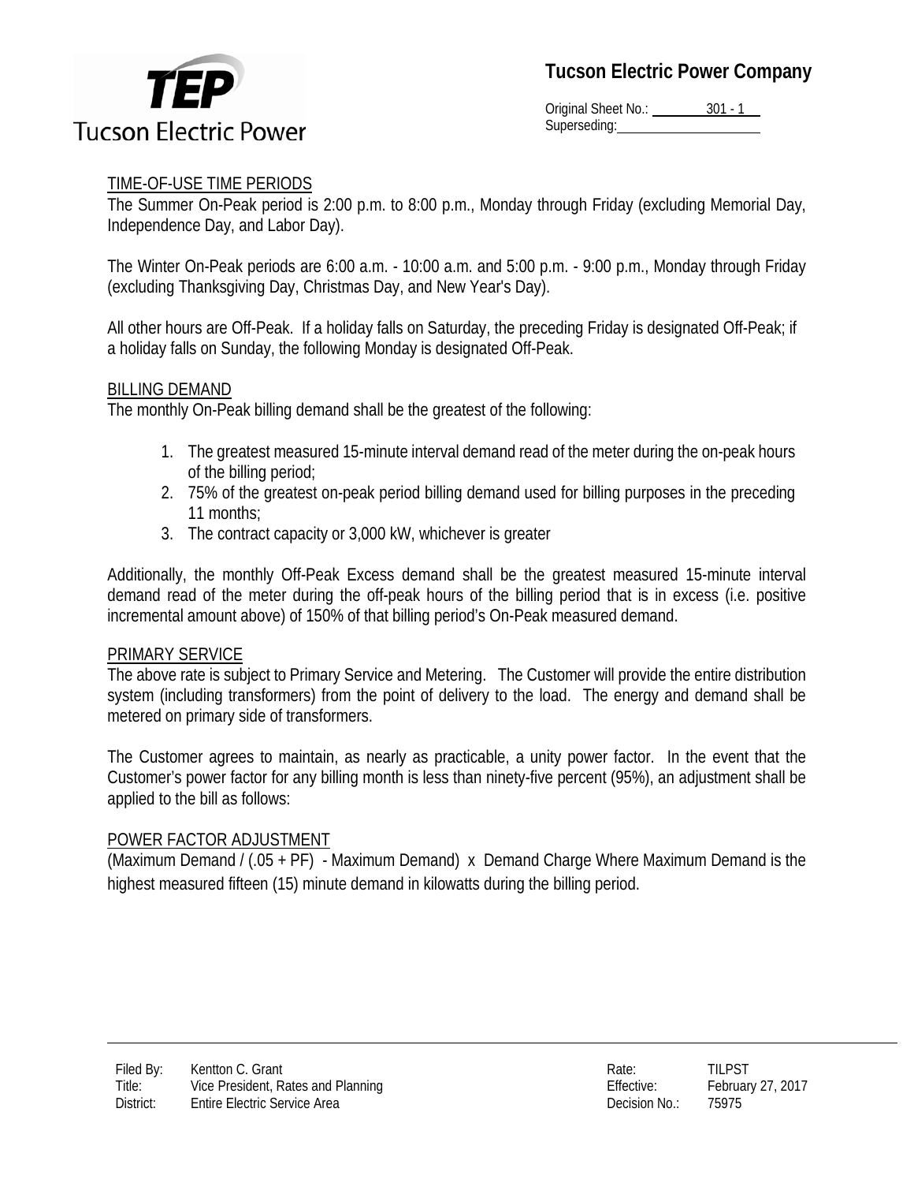## TIME-OF-USE TIME PERIODS

The Summer On-Peak period is 2:00 p.m. to 8:00 p.m., Monday through Friday (excluding Memorial Day, Independence Day, and Labor Day).

The Winter On-Peak periods are 6:00 a.m. - 10:00 a.m. and 5:00 p.m. - 9:00 p.m., Monday through Friday (excluding Thanksgiving Day, Christmas Day, and New Year's Day).

All other hours are Off-Peak. If a holiday falls on Saturday, the preceding Friday is designated Off-Peak; if a holiday falls on Sunday, the following Monday is designated Off-Peak.

## BILLING DEMAND

The monthly On-Peak billing demand shall be the greatest of the following:

1. The greatest measured 15-minute interval demand read of the meter during the on-peak hours of the billing period;
2. 75% of the greatest on-peak period billing demand used for billing purposes in the preceding 11 months;
3. The contract capacity or 3,000 kW, whichever is greater

Additionally, the monthly Off-Peak Excess demand shall be the greatest measured 15-minute interval demand read of the meter during the off-peak hours of the billing period that is in excess (i.e. positive incremental amount above) of 150% of that billing period's On-Peak measured demand.

## PRIMARY SERVICE

The above rate is subject to Primary Service and Metering. The Customer will provide the entire distribution system (including transformers) from the point of delivery to the load. The energy and demand shall be metered on primary side of transformers.

The Customer agrees to maintain, as nearly as practicable, a unity power factor. In the event that the Customer's power factor for any billing month is less than ninety-five percent (95%), an adjustment shall be applied to the bill as follows:

## POWER FACTOR ADJUSTMENT

(Maximum Demand / (.05 + PF) - Maximum Demand) x Demand Charge Where Maximum Demand is the highest measured fifteen (15) minute demand in kilowatts during the billing period.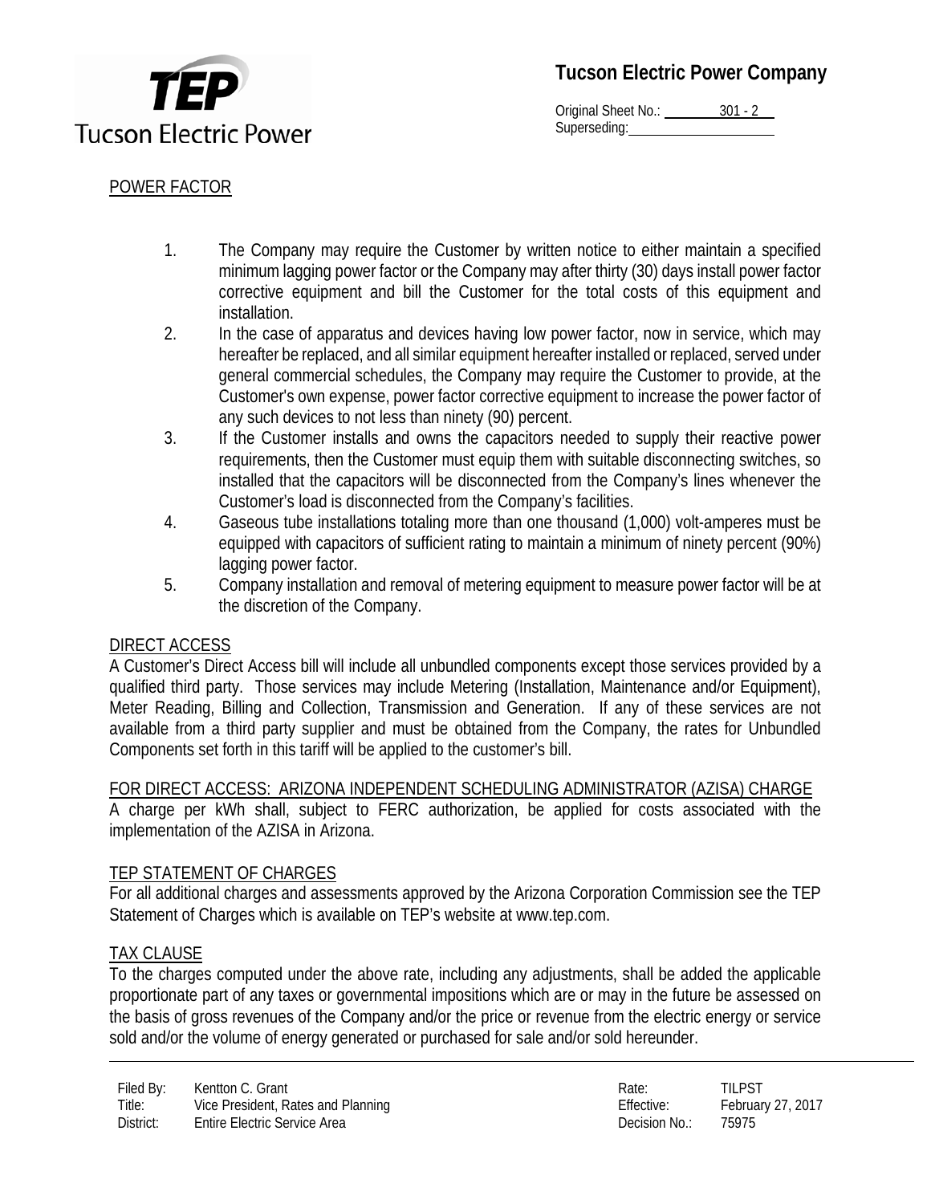## POWER FACTOR

1. The Company may require the Customer by written notice to either maintain a specified minimum lagging power factor or the Company may after thirty (30) days install power factor corrective equipment and bill the Customer for the total costs of this equipment and installation.
2. In the case of apparatus and devices having low power factor, now in service, which may hereafter be replaced, and all similar equipment hereafter installed or replaced, served under general commercial schedules, the Company may require the Customer to provide, at the Customer's own expense, power factor corrective equipment to increase the power factor of any such devices to not less than ninety (90) percent.
3. If the Customer installs and owns the capacitors needed to supply their reactive power requirements, then the Customer must equip them with suitable disconnecting switches, so installed that the capacitors will be disconnected from the Company's lines whenever the Customer's load is disconnected from the Company's facilities.
4. Gaseous tube installations totaling more than one thousand (1,000) volt-amperes must be equipped with capacitors of sufficient rating to maintain a minimum of ninety percent (90%) lagging power factor.
5. Company installation and removal of metering equipment to measure power factor will be at the discretion of the Company.

## DIRECT ACCESS

A Customer's Direct Access bill will include all unbundled components except those services provided by a qualified third party. Those services may include Metering (Installation, Maintenance and/or Equipment), Meter Reading, Billing and Collection, Transmission and Generation. If any of these services are not available from a third party supplier and must be obtained from the Company, the rates for Unbundled Components set forth in this tariff will be applied to the customer's bill.

## FOR DIRECT ACCESS: ARIZONA INDEPENDENT SCHEDULING ADMINISTRATOR (AZISA) CHARGE

A charge per kWh shall, subject to FERC authorization, be applied for costs associated with the implementation of the AZISA in Arizona.

## TEP STATEMENT OF CHARGES

For all additional charges and assessments approved by the Arizona Corporation Commission see the TEP Statement of Charges which is available on TEP's website at www.tep.com.

## TAX CLAUSE

To the charges computed under the above rate, including any adjustments, shall be added the applicable proportionate part of any taxes or governmental impositions which are or may in the future be assessed on the basis of gross revenues of the Company and/or the price or revenue from the electric energy or service sold and/or the volume of energy generated or purchased for sale and/or sold hereunder.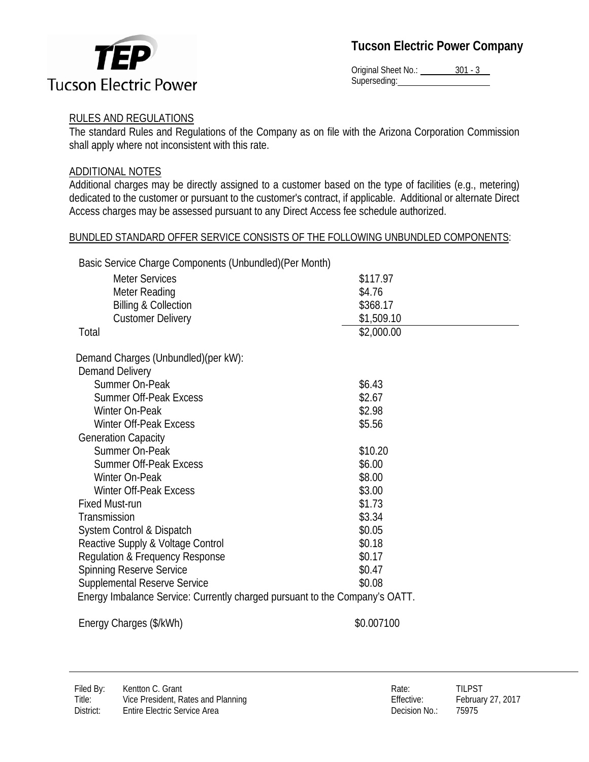# Tucson Electric Power Company

Original Sheet No.: 301 - 3
Superseding:

## RULES AND REGULATIONS

The standard Rules and Regulations of the Company as on file with the Arizona Corporation Commission shall apply where not inconsistent with this rate.

## ADDITIONAL NOTES

Additional charges may be directly assigned to a customer based on the type of facilities (e.g., metering) dedicated to the customer or pursuant to the customer's contract, if applicable. Additional or alternate Direct Access charges may be assessed pursuant to any Direct Access fee schedule authorized.

## BUNDLED STANDARD OFFER SERVICE CONSISTS OF THE FOLLOWING UNBUNDLED COMPONENTS:

| Basic Service Charge Components (Unbundled)(Per Month) | |
|---|---|
| Meter Services | $117.97 |
| Meter Reading | $4.76 |
| Billing & Collection | $368.17 |
| Customer Delivery | $1,509.10 |
| Total | $2,000.00 |

| Demand Charges (Unbundled)(per kW): | |
|---|---|
| Demand Delivery | |
| Summer On-Peak | $6.43 |
| Summer Off-Peak Excess | $2.67 |
| Winter On-Peak | $2.98 |
| Winter Off-Peak Excess | $5.56 |
| Generation Capacity | |
| Summer On-Peak | $10.20 |
| Summer Off-Peak Excess | $6.00 |
| Winter On-Peak | $8.00 |
| Winter Off-Peak Excess | $3.00 |
| Fixed Must-run | $1.73 |
| Transmission | $3.34 |
| System Control & Dispatch | $0.05 |
| Reactive Supply & Voltage Control | $0.18 |
| Regulation & Frequency Response | $0.17 |
| Spinning Reserve Service | $0.47 |
| Supplemental Reserve Service | $0.08 |

Energy Imbalance Service: Currently charged pursuant to the Company's OATT.

| Energy Charges ($/kWh) | $0.007100 |
|---|---|

Filed By: Kentton C. Grant
Title: Vice President, Rates and Planning
District: Entire Electric Service Area

Rate: TILPST
Effective: February 27, 2017
Decision No.: 75975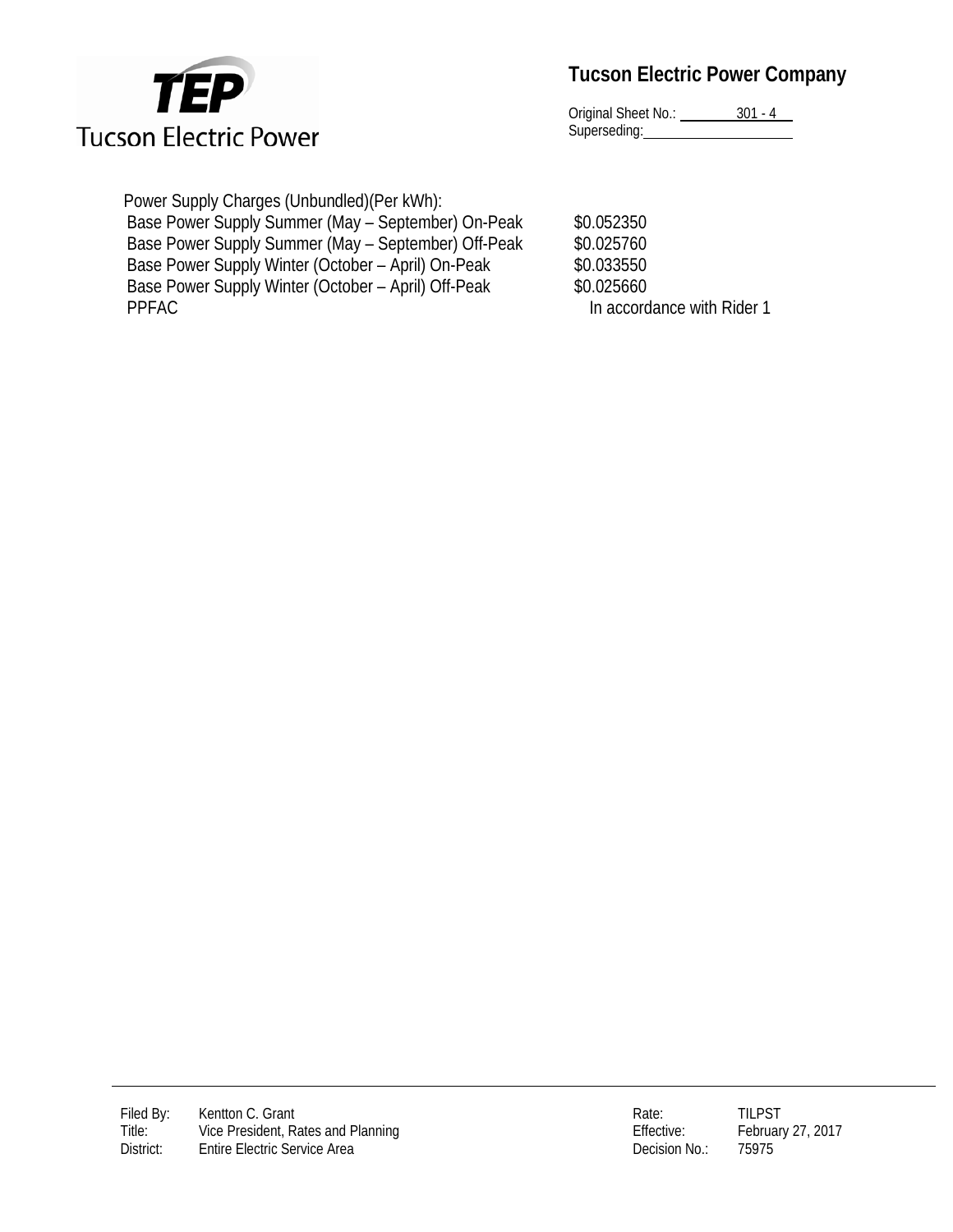Power Supply Charges (Unbundled)(Per kWh):

| | |
|---|---|
| Base Power Supply Summer (May – September) On-Peak | $0.052350 |
| Base Power Supply Summer (May – September) Off-Peak | $0.025760 |
| Base Power Supply Winter (October – April) On-Peak | $0.033550 |
| Base Power Supply Winter (October – April) Off-Peak | $0.025660 |
| PPFAC | In accordance with Rider 1 |